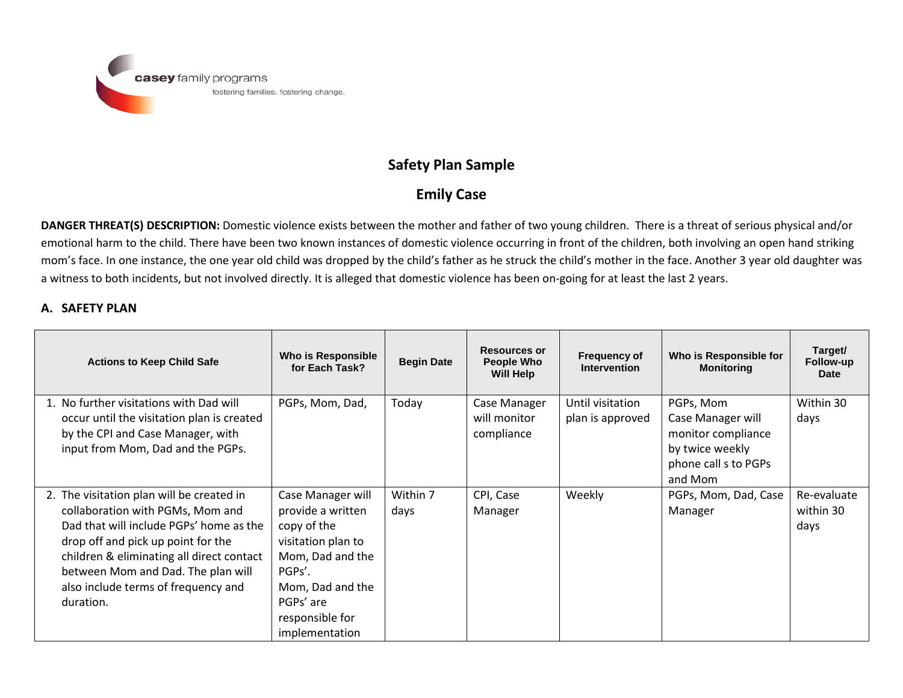casey family programs
fostering families. fostering change.

# Safety Plan Sample

## Emily Case

**DANGER THREAT(S) DESCRIPTION:** Domestic violence exists between the mother and father of two young children. There is a threat of serious physical and/or emotional harm to the child. There have been two known instances of domestic violence occurring in front of the children, both involving an open hand striking mom's face. In one instance, the one year old child was dropped by the child's father as he struck the child's mother in the face. Another 3 year old daughter was a witness to both incidents, but not involved directly. It is alleged that domestic violence has been on-going for at least the last 2 years.

### A. SAFETY PLAN

| Actions to Keep Child Safe | Who is Responsible for Each Task? | Begin Date | Resources or People Who Will Help | Frequency of Intervention | Who is Responsible for Monitoring | Target/ Follow-up Date |
|---|---|---|---|---|---|---|
| 1. No further visitations with Dad will occur until the visitation plan is created by the CPI and Case Manager, with input from Mom, Dad and the PGPs. | PGPs, Mom, Dad, | Today | Case Manager will monitor compliance | Until visitation plan is approved | PGPs, Mom Case Manager will monitor compliance by twice weekly phone call s to PGPs and Mom | Within 30 days |
| 2. The visitation plan will be created in collaboration with PGMs, Mom and Dad that will include PGPs' home as the drop off and pick up point for the children & eliminating all direct contact between Mom and Dad. The plan will also include terms of frequency and duration. | Case Manager will provide a written copy of the visitation plan to Mom, Dad and the PGPs'. Mom, Dad and the PGPs' are responsible for implementation | Within 7 days | CPI, Case Manager | Weekly | PGPs, Mom, Dad, Case Manager | Re-evaluate within 30 days |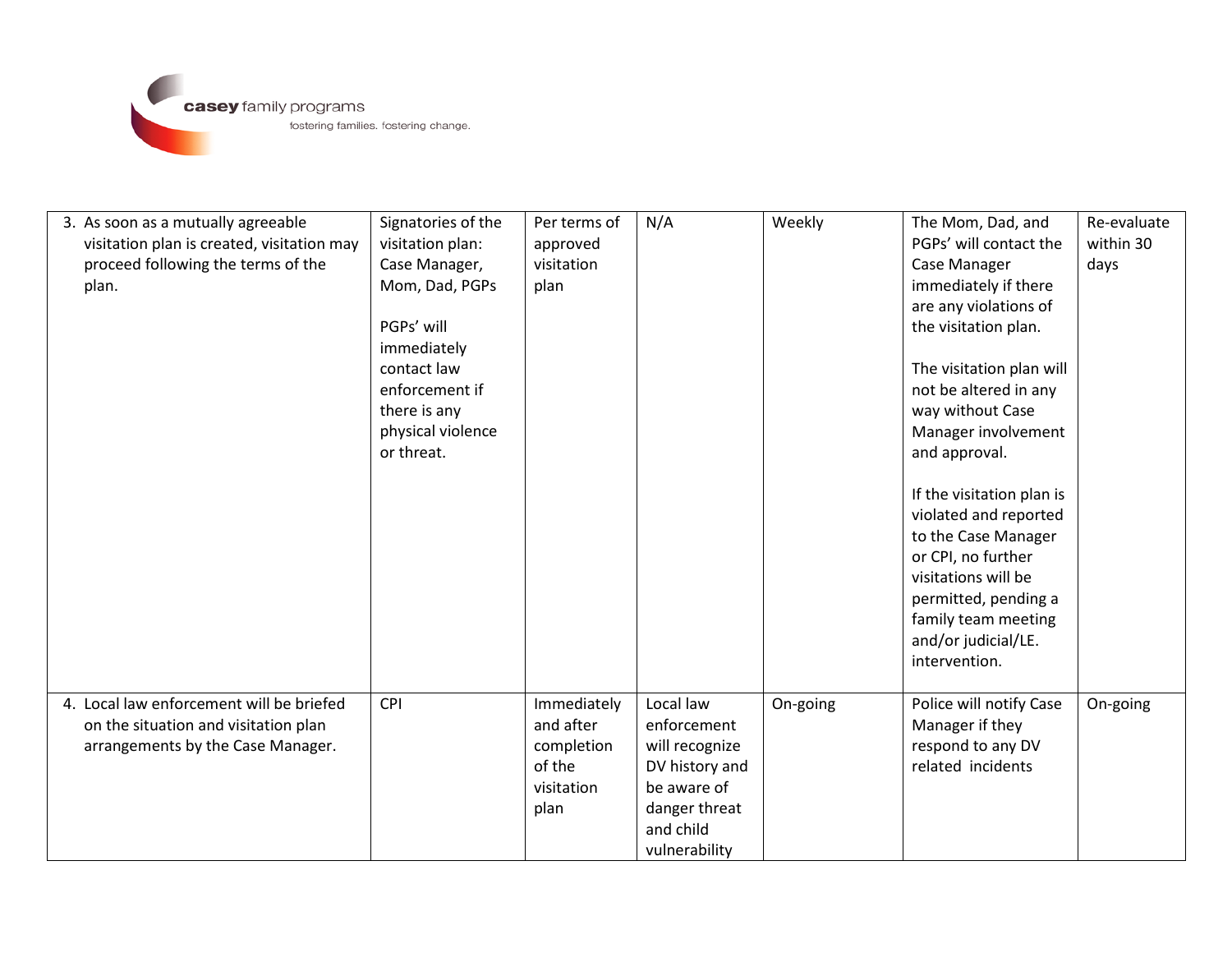| | | | | | | |
|---|---|---|---|---|---|---|
| 3. As soon as a mutually agreeable visitation plan is created, visitation may proceed following the terms of the plan. | Signatories of the visitation plan: Case Manager, Mom, Dad, PGPs<br><br>PGPs' will immediately contact law enforcement if there is any physical violence or threat. | Per terms of approved visitation plan | N/A | Weekly | The Mom, Dad, and PGPs' will contact the Case Manager immediately if there are any violations of the visitation plan.<br><br>The visitation plan will not be altered in any way without Case Manager involvement and approval.<br><br>If the visitation plan is violated and reported to the Case Manager or CPI, no further visitations will be permitted, pending a family team meeting and/or judicial/LE. intervention. | Re-evaluate within 30 days |
| 4. Local law enforcement will be briefed on the situation and visitation plan arrangements by the Case Manager. | CPI | Immediately and after completion of the visitation plan | Local law enforcement will recognize DV history and be aware of danger threat and child vulnerability | On-going | Police will notify Case Manager if they respond to any DV related incidents | On-going |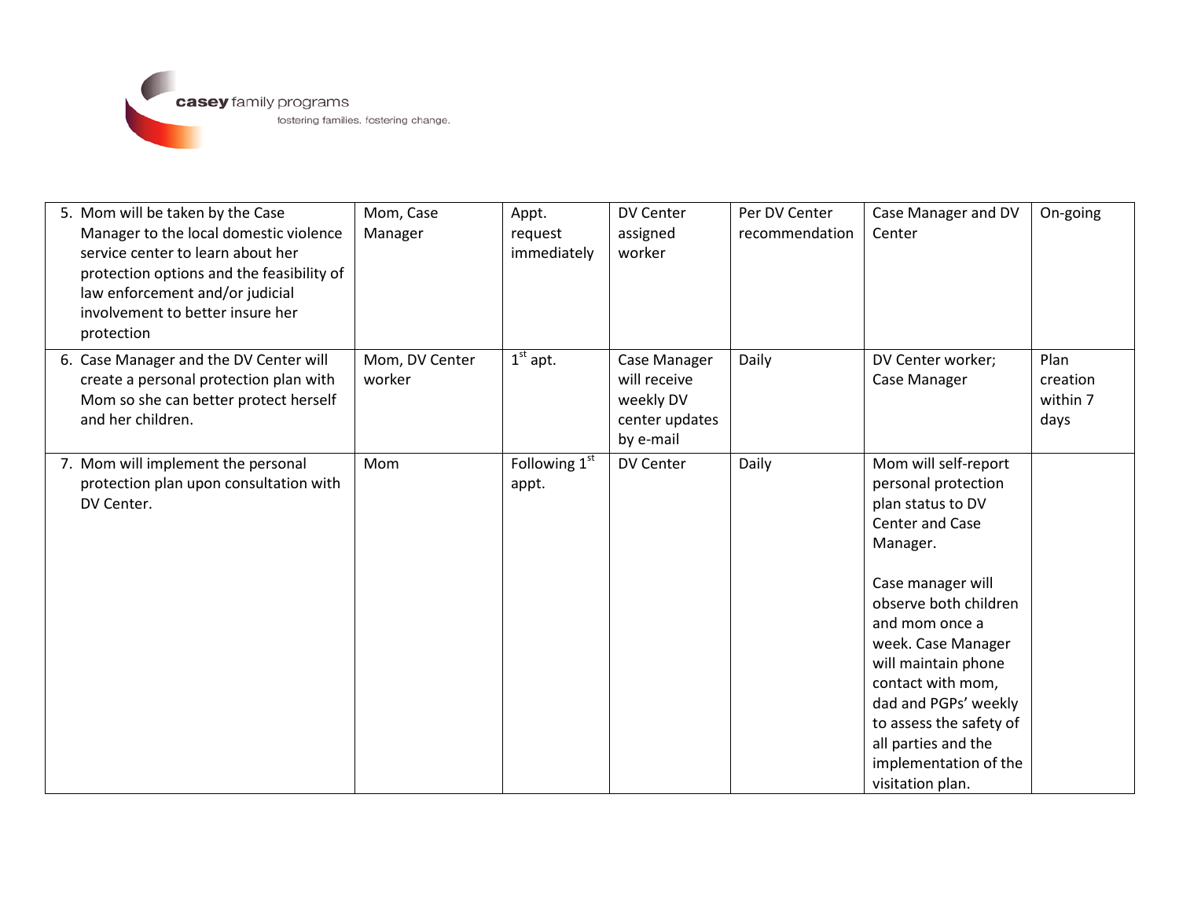| | | | | | | |
|---|---|---|---|---|---|---|
| 5. Mom will be taken by the Case Manager to the local domestic violence service center to learn about her protection options and the feasibility of law enforcement and/or judicial involvement to better insure her protection | Mom, Case Manager | Appt. request immediately | DV Center assigned worker | Per DV Center recommendation | Case Manager and DV Center | On-going |
| 6. Case Manager and the DV Center will create a personal protection plan with Mom so she can better protect herself and her children. | Mom, DV Center worker | 1st apt. | Case Manager will receive weekly DV center updates by e-mail | Daily | DV Center worker; Case Manager | Plan creation within 7 days |
| 7. Mom will implement the personal protection plan upon consultation with DV Center. | Mom | Following 1st appt. | DV Center | Daily | Mom will self-report personal protection plan status to DV Center and Case Manager.<br><br>Case manager will observe both children and mom once a week. Case Manager will maintain phone contact with mom, dad and PGPs' weekly to assess the safety of all parties and the implementation of the visitation plan. | |